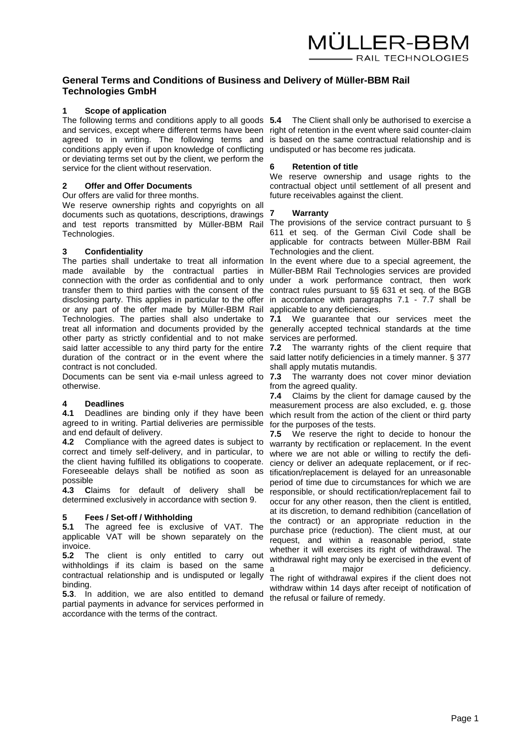# General Terms and Conditions of Business and Delivery of Müller-BBM Rail Technologies GmbH

## 1 Scope of application

The following terms and conditions apply to all goods and services, except where different terms have been agreed to in writing. The following terms and conditions apply even if upon knowledge of conflicting or deviating terms set out by the client, we perform the service for the client without reservation.

## 2 Offer and Offer Documents

Our offers are valid for three months.

We reserve ownership rights and copyrights on all documents such as quotations, descriptions, drawings and test reports transmitted by Müller-BBM Rail Technologies.

## 3 Confidentiality

The parties shall undertake to treat all information made available by the contractual parties in connection with the order as confidential and to only transfer them to third parties with the consent of the disclosing party. This applies in particular to the offer or any part of the offer made by Müller-BBM Rail Technologies. The parties shall also undertake to treat all information and documents provided by the other party as strictly confidential and to not make said latter accessible to any third party for the entire duration of the contract or in the event where the contract is not concluded.

Documents can be sent via e-mail unless agreed to otherwise.

## 4 Deadlines

**4.1** Deadlines are binding only if they have been agreed to in writing. Partial deliveries are permissible and end default of delivery.

**4.2** Compliance with the agreed dates is subject to correct and timely self-delivery, and in particular, to the client having fulfilled its obligations to cooperate. Foreseeable delays shall be notified as soon as possible

**4.3** **C**laims for default of delivery shall be determined exclusively in accordance with section 9.

## 5 Fees / Set-off / Withholding

**5.1** The agreed fee is exclusive of VAT. The applicable VAT will be shown separately on the invoice.

**5.2** The client is only entitled to carry out withholdings if its claim is based on the same contractual relationship and is undisputed or legally binding.

**5.3**. In addition, we are also entitled to demand partial payments in advance for services performed in accordance with the terms of the contract.

**5.4** The Client shall only be authorised to exercise a right of retention in the event where said counter-claim is based on the same contractual relationship and is undisputed or has become res judicata.

## 6 Retention of title

We reserve ownership and usage rights to the contractual object until settlement of all present and future receivables against the client.

## 7 Warranty

The provisions of the service contract pursuant to § 611 et seq. of the German Civil Code shall be applicable for contracts between Müller-BBM Rail Technologies and the client.

In the event where due to a special agreement, the Müller-BBM Rail Technologies services are provided under a work performance contract, then work contract rules pursuant to §§ 631 et seq. of the BGB in accordance with paragraphs 7.1 - 7.7 shall be applicable to any deficiencies.

**7.1** We guarantee that our services meet the generally accepted technical standards at the time services are performed.

**7.2** The warranty rights of the client require that said latter notify deficiencies in a timely manner. § 377 shall apply mutatis mutandis.

**7.3** The warranty does not cover minor deviation from the agreed quality.

**7.4** Claims by the client for damage caused by the measurement process are also excluded, e. g. those which result from the action of the client or third party for the purposes of the tests.

**7.5** We reserve the right to decide to honour the warranty by rectification or replacement. In the event where we are not able or willing to rectify the deficiency or deliver an adequate replacement, or if rectification/replacement is delayed for an unreasonable period of time due to circumstances for which we are responsible, or should rectification/replacement fail to occur for any other reason, then the client is entitled, at its discretion, to demand redhibition (cancellation of the contract) or an appropriate reduction in the purchase price (reduction). The client must, at our request, and within a reasonable period, state whether it will exercises its right of withdrawal. The withdrawal right may only be exercised in the event of a major deficiency. The right of withdrawal expires if the client does not withdraw within 14 days after receipt of notification of the refusal or failure of remedy.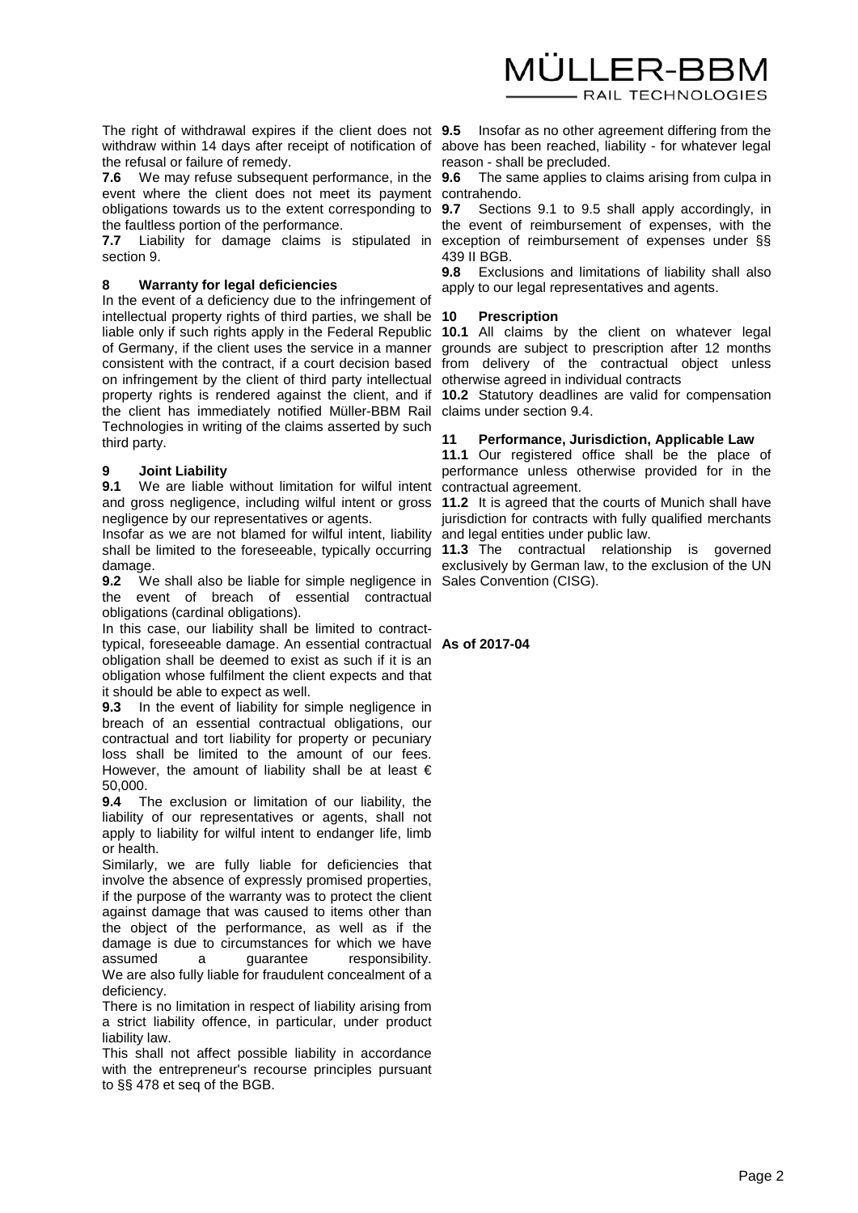The right of withdrawal expires if the client does not withdraw within 14 days after receipt of notification of the refusal or failure of remedy.

**7.6** We may refuse subsequent performance, in the event where the client does not meet its payment obligations towards us to the extent corresponding to the faultless portion of the performance.

**7.7** Liability for damage claims is stipulated in section 9.

## 8 Warranty for legal deficiencies

In the event of a deficiency due to the infringement of intellectual property rights of third parties, we shall be liable only if such rights apply in the Federal Republic of Germany, if the client uses the service in a manner consistent with the contract, if a court decision based on infringement by the client of third party intellectual property rights is rendered against the client, and if the client has immediately notified Müller-BBM Rail Technologies in writing of the claims asserted by such third party.

## 9 Joint Liability

**9.1** We are liable without limitation for wilful intent and gross negligence, including wilful intent or gross negligence by our representatives or agents.

Insofar as we are not blamed for wilful intent, liability shall be limited to the foreseeable, typically occurring damage.

**9.2** We shall also be liable for simple negligence in the event of breach of essential contractual obligations (cardinal obligations).

In this case, our liability shall be limited to contract-typical, foreseeable damage. An essential contractual obligation shall be deemed to exist as such if it is an obligation whose fulfilment the client expects and that it should be able to expect as well.

**9.3** In the event of liability for simple negligence in breach of an essential contractual obligations, our contractual and tort liability for property or pecuniary loss shall be limited to the amount of our fees. However, the amount of liability shall be at least € 50,000.

**9.4** The exclusion or limitation of our liability, the liability of our representatives or agents, shall not apply to liability for wilful intent to endanger life, limb or health.

Similarly, we are fully liable for deficiencies that involve the absence of expressly promised properties, if the purpose of the warranty was to protect the client against damage that was caused to items other than the object of the performance, as well as if the damage is due to circumstances for which we have assumed a guarantee responsibility. We are also fully liable for fraudulent concealment of a deficiency.

There is no limitation in respect of liability arising from a strict liability offence, in particular, under product liability law.

This shall not affect possible liability in accordance with the entrepreneur's recourse principles pursuant to §§ 478 et seq of the BGB.

**9.5** Insofar as no other agreement differing from the above has been reached, liability - for whatever legal reason - shall be precluded.

**9.6** The same applies to claims arising from culpa in contrahendo.

**9.7** Sections 9.1 to 9.5 shall apply accordingly, in the event of reimbursement of expenses, with the exception of reimbursement of expenses under §§ 439 II BGB.

**9.8** Exclusions and limitations of liability shall also apply to our legal representatives and agents.

## 10 Prescription

**10.1** All claims by the client on whatever legal grounds are subject to prescription after 12 months from delivery of the contractual object unless otherwise agreed in individual contracts

**10.2** Statutory deadlines are valid for compensation claims under section 9.4.

## 11 Performance, Jurisdiction, Applicable Law

**11.1** Our registered office shall be the place of performance unless otherwise provided for in the contractual agreement.

**11.2** It is agreed that the courts of Munich shall have jurisdiction for contracts with fully qualified merchants and legal entities under public law.

**11.3** The contractual relationship is governed exclusively by German law, to the exclusion of the UN Sales Convention (CISG).

**As of 2017-04**